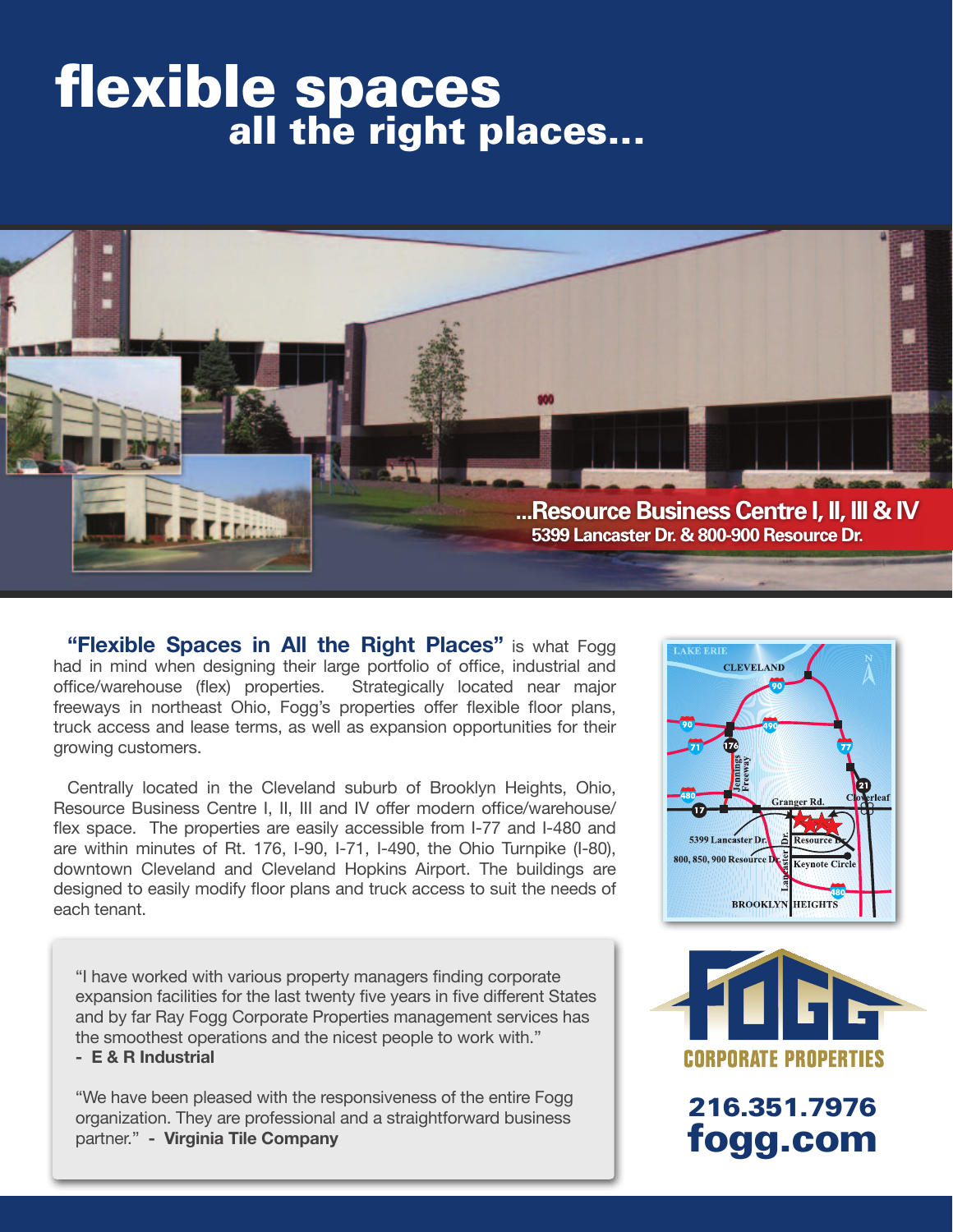# flexible spaces
## all the right places...

**...Resource Business Centre I, II, III & IV**
**5399 Lancaster Dr. & 800-900 Resource Dr.**

**"Flexible Spaces in All the Right Places"** is what Fogg had in mind when designing their large portfolio of office, industrial and office/warehouse (flex) properties. Strategically located near major freeways in northeast Ohio, Fogg's properties offer flexible floor plans, truck access and lease terms, as well as expansion opportunities for their growing customers.

Centrally located in the Cleveland suburb of Brooklyn Heights, Ohio, Resource Business Centre I, II, III and IV offer modern office/warehouse/flex space. The properties are easily accessible from I-77 and I-480 and are within minutes of Rt. 176, I-90, I-71, I-490, the Ohio Turnpike (I-80), downtown Cleveland and Cleveland Hopkins Airport. The buildings are designed to easily modify floor plans and truck access to suit the needs of each tenant.

"I have worked with various property managers finding corporate expansion facilities for the last twenty five years in five different States and by far Ray Fogg Corporate Properties management services has the smoothest operations and the nicest people to work with."
**- E & R Industrial**

"We have been pleased with the responsiveness of the entire Fogg organization. They are professional and a straightforward business partner." **- Virginia Tile Company**

FOGG CORPORATE PROPERTIES

**216.351.7976**
**fogg.com**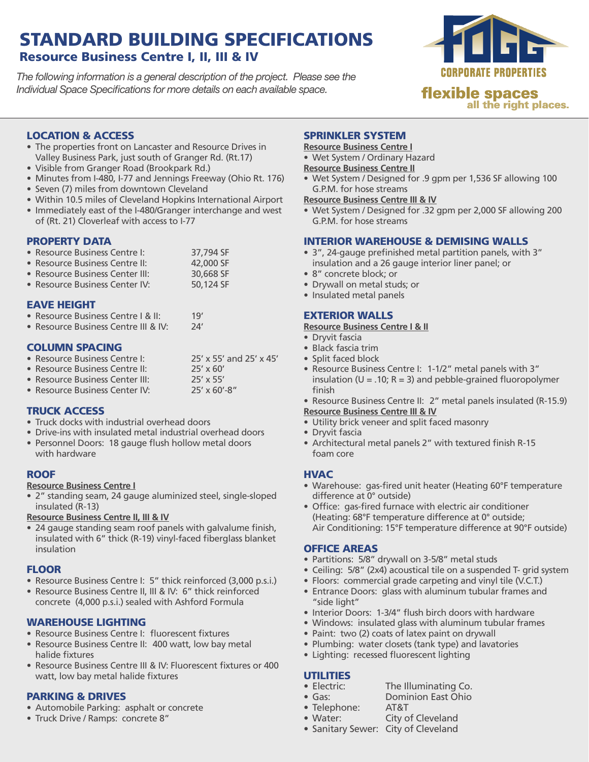# STANDARD BUILDING SPECIFICATIONS

## Resource Business Centre I, II, III & IV

*The following information is a general description of the project. Please see the Individual Space Specifications for more details on each available space.*

FOGG CORPORATE PROPERTIES

flexible spaces all the right places.

### LOCATION & ACCESS

- The properties front on Lancaster and Resource Drives in Valley Business Park, just south of Granger Rd. (Rt.17)
- Visible from Granger Road (Brookpark Rd.)
- Minutes from I-480, I-77 and Jennings Freeway (Ohio Rt. 176)
- Seven (7) miles from downtown Cleveland
- Within 10.5 miles of Cleveland Hopkins International Airport
- Immediately east of the I-480/Granger interchange and west of (Rt. 21) Cloverleaf with access to I-77

### PROPERTY DATA

- Resource Business Centre I: 37,794 SF
- Resource Business Centre II: 42,000 SF
- Resource Business Center III: 30,668 SF
- Resource Business Center IV: 50,124 SF

### EAVE HEIGHT

- Resource Business Centre I & II: 19'
- Resource Business Centre III & IV: 24'

### COLUMN SPACING

- Resource Business Centre I: 25' x 55' and 25' x 45'
- Resource Business Centre II: 25' x 60'
- Resource Business Center III: 25' x 55'
- Resource Business Center IV: 25' x 60'-8"

### TRUCK ACCESS

- Truck docks with industrial overhead doors
- Drive-ins with insulated metal industrial overhead doors
- Personnel Doors: 18 gauge flush hollow metal doors with hardware

### ROOF

**Resource Business Centre I**

- 2" standing seam, 24 gauge aluminized steel, single-sloped insulated (R-13)

**Resource Business Centre II, III & IV**

- 24 gauge standing seam roof panels with galvalume finish, insulated with 6" thick (R-19) vinyl-faced fiberglass blanket insulation

### FLOOR

- Resource Business Centre I: 5" thick reinforced (3,000 p.s.i.)
- Resource Business Centre II, III & IV: 6" thick reinforced concrete (4,000 p.s.i.) sealed with Ashford Formula

### WAREHOUSE LIGHTING

- Resource Business Centre I: fluorescent fixtures
- Resource Business Centre II: 400 watt, low bay metal halide fixtures
- Resource Business Centre III & IV: Fluorescent fixtures or 400 watt, low bay metal halide fixtures

### PARKING & DRIVES

- Automobile Parking: asphalt or concrete
- Truck Drive / Ramps: concrete 8"

### SPRINKLER SYSTEM

**Resource Business Centre I**

- Wet System / Ordinary Hazard

**Resource Business Centre II**

- Wet System / Designed for .9 gpm per 1,536 SF allowing 100 G.P.M. for hose streams

**Resource Business Centre III & IV**

- Wet System / Designed for .32 gpm per 2,000 SF allowing 200 G.P.M. for hose streams

### INTERIOR WAREHOUSE & DEMISING WALLS

- 3", 24-gauge prefinished metal partition panels, with 3" insulation and a 26 gauge interior liner panel; or
- 8" concrete block; or
- Drywall on metal studs; or
- Insulated metal panels

### EXTERIOR WALLS

**Resource Business Centre I & II**

- Dryvit fascia
- Black fascia trim
- Split faced block
- Resource Business Centre I: 1-1/2" metal panels with 3" insulation (U = .10; R = 3) and pebble-grained fluoropolymer finish
- Resource Business Centre II: 2" metal panels insulated (R-15.9)

**Resource Business Centre III & IV**

- Utility brick veneer and split faced masonry
- Dryvit fascia
- Architectural metal panels 2" with textured finish R-15 foam core

### HVAC

- Warehouse: gas-fired unit heater (Heating 60°F temperature difference at 0° outside)
- Office: gas-fired furnace with electric air conditioner (Heating: 68°F temperature difference at 0° outside; Air Conditioning: 15°F temperature difference at 90°F outside)

### OFFICE AREAS

- Partitions: 5/8" drywall on 3-5/8" metal studs
- Ceiling: 5/8" (2x4) acoustical tile on a suspended T- grid system
- Floors: commercial grade carpeting and vinyl tile (V.C.T.)
- Entrance Doors: glass with aluminum tubular frames and "side light"
- Interior Doors: 1-3/4" flush birch doors with hardware
- Windows: insulated glass with aluminum tubular frames
- Paint: two (2) coats of latex paint on drywall
- Plumbing: water closets (tank type) and lavatories
- Lighting: recessed fluorescent lighting

### UTILITIES

- Electric: The Illuminating Co.
- Gas: Dominion East Ohio
- Telephone: AT&T
- Water: City of Cleveland
- Sanitary Sewer: City of Cleveland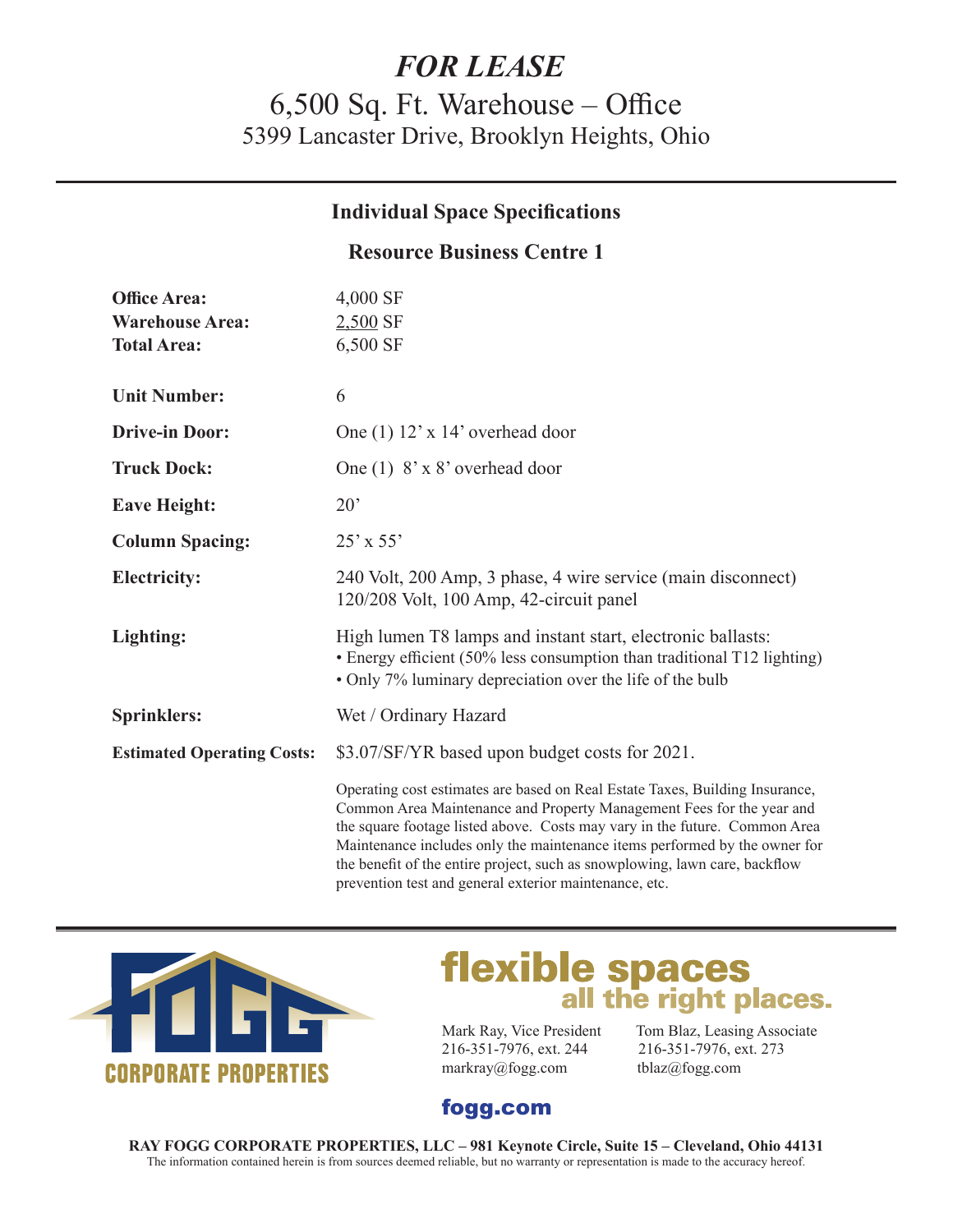# *FOR LEASE*

## 6,500 Sq. Ft. Warehouse – Office

5399 Lancaster Drive, Brooklyn Heights, Ohio

---

### Individual Space Specifications

### Resource Business Centre 1

| | |
|---|---|
| **Office Area:** | 4,000 SF |
| **Warehouse Area:** | 2,500 SF |
| **Total Area:** | 6,500 SF |
| **Unit Number:** | 6 |
| **Drive-in Door:** | One (1) 12' x 14' overhead door |
| **Truck Dock:** | One (1) 8' x 8' overhead door |
| **Eave Height:** | 20' |
| **Column Spacing:** | 25' x 55' |
| **Electricity:** | 240 Volt, 200 Amp, 3 phase, 4 wire service (main disconnect)<br>120/208 Volt, 100 Amp, 42-circuit panel |
| **Lighting:** | High lumen T8 lamps and instant start, electronic ballasts:<br>• Energy efficient (50% less consumption than traditional T12 lighting)<br>• Only 7% luminary depreciation over the life of the bulb |
| **Sprinklers:** | Wet / Ordinary Hazard |
| **Estimated Operating Costs:** | $3.07/SF/YR based upon budget costs for 2021. |

Operating cost estimates are based on Real Estate Taxes, Building Insurance, Common Area Maintenance and Property Management Fees for the year and the square footage listed above. Costs may vary in the future. Common Area Maintenance includes only the maintenance items performed by the owner for the benefit of the entire project, such as snowplowing, lawn care, backflow prevention test and general exterior maintenance, etc.

---

FOGG CORPORATE PROPERTIES

**flexible spaces all the right places.**

Mark Ray, Vice President
216-351-7976, ext. 244
markray@fogg.com

Tom Blaz, Leasing Associate
216-351-7976, ext. 273
tblaz@fogg.com

**fogg.com**

**RAY FOGG CORPORATE PROPERTIES, LLC – 981 Keynote Circle, Suite 15 – Cleveland, Ohio 44131**

The information contained herein is from sources deemed reliable, but no warranty or representation is made to the accuracy hereof.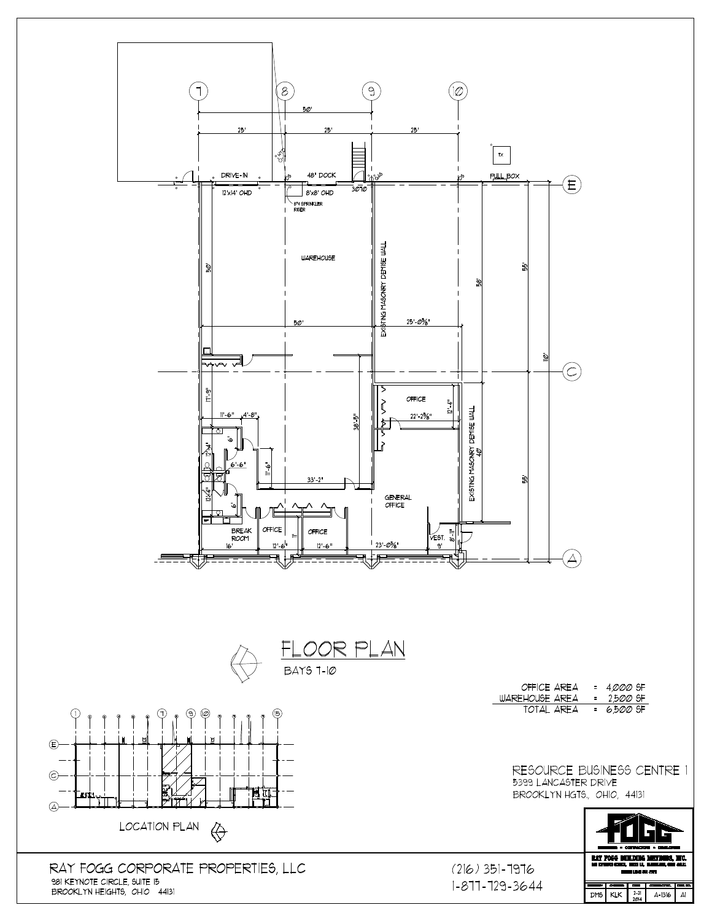# FLOOR PLAN

BAYS 7-10

| | | |
|---|---|---|
| OFFICE AREA | = | 4,000 SF |
| WAREHOUSE AREA | = | 2,500 SF |
| TOTAL AREA | = | 6,500 SF |

LOCATION PLAN

RESOURCE BUSINESS CENTRE 1
5399 LANCASTER DRIVE
BROOKLYN HGTS, OHIO, 44131

RAY FOGG CORPORATE PROPERTIES, LLC
981 KEYNOTE CIRCLE, SUITE 15
BROOKLYN HEIGHTS, OHIO 44131

(216) 351-7976
1-877-729-3644

RAY FOGG BUILDING METHODS, INC.

| | | | | |
|---|---|---|---|---|
| DMS | KLK | 2-21 2014 | A-1316 | A1 |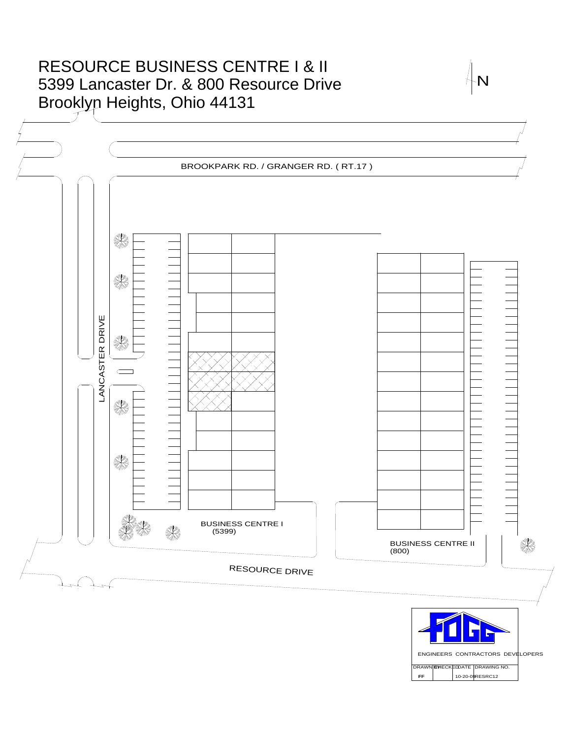# RESOURCE BUSINESS CENTRE I & II
5399 Lancaster Dr. & 800 Resource Drive
Brooklyn Heights, Ohio 44131

N

BROOKPARK RD. / GRANGER RD. ( RT.17 )

LANCASTER DRIVE

BUSINESS CENTRE I
(5399)

BUSINESS CENTRE II
(800)

RESOURCE DRIVE

ENGINEERS CONTRACTORS DEVELOPERS

| DRAWN BY | CHECKED | DATE | DRAWING NO. |
| --- | --- | --- | --- |
| FF | | 10-20-09 | RESRC12 |